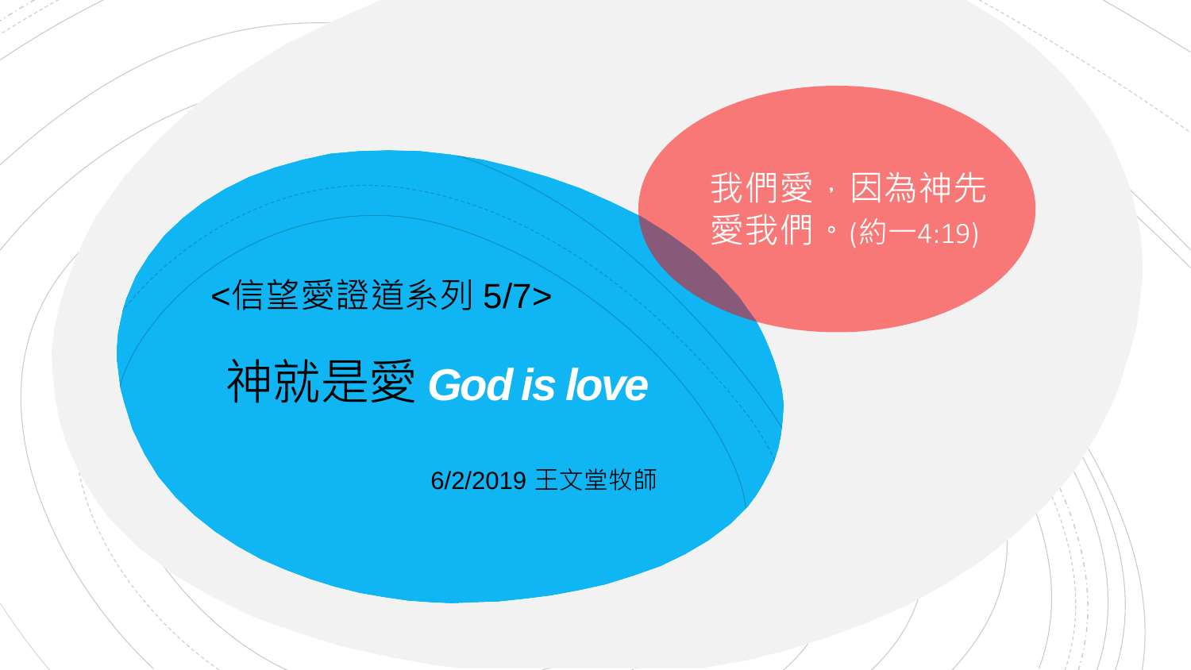<信望愛證道系列 5/7>

# 神就是愛 ***God is love***

6/2/2019 王文堂牧師

我們愛，因為神先愛我們。(約一4:19)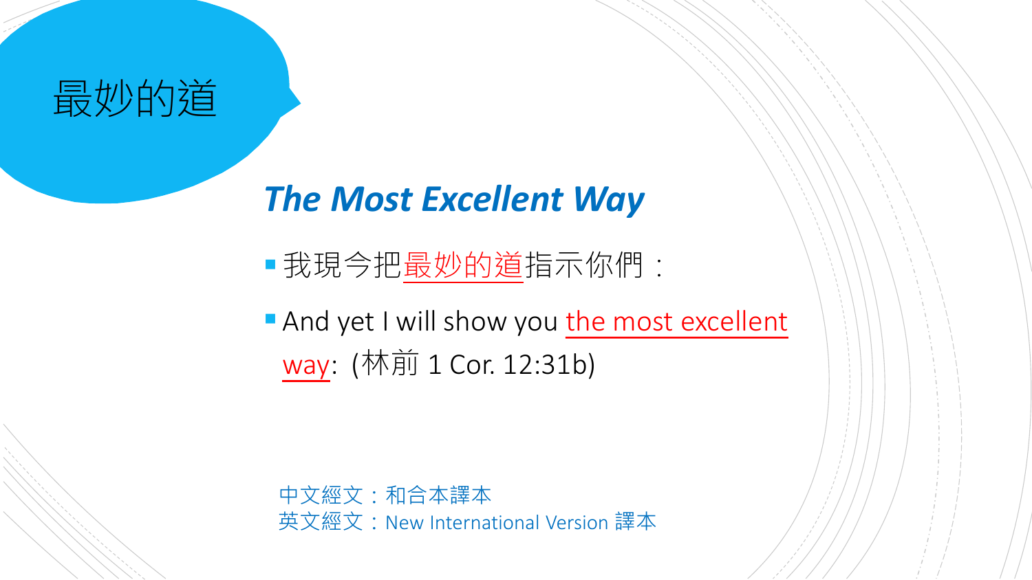# 最妙的道

## ***The Most Excellent Way***

- 我現今把<u>最妙的道</u>指示你們：
- And yet I will show you <u>the most excellent way</u>: (林前 1 Cor. 12:31b)

中文經文：和合本譯本
英文經文：New International Version 譯本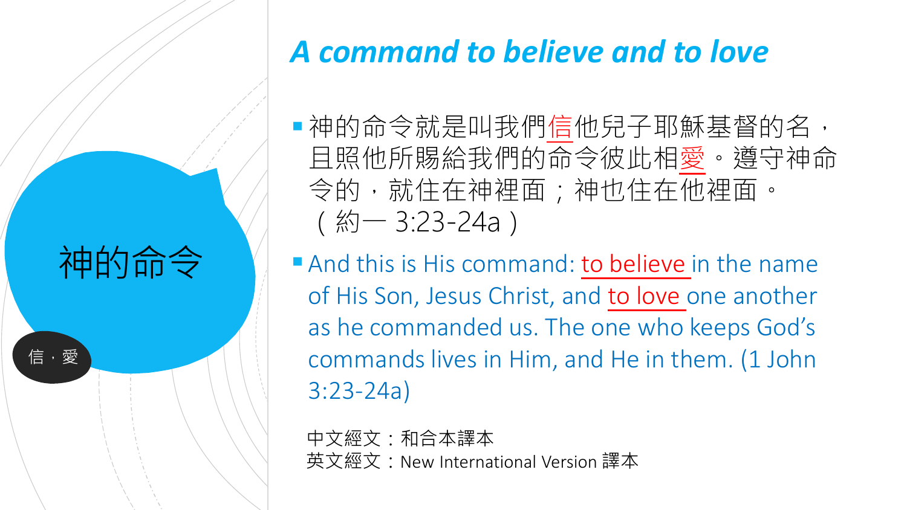# 神的命令

信，愛

## *A command to believe and to love*

- 神的命令就是叫我們信他兒子耶穌基督的名，且照他所賜給我們的命令彼此相愛。遵守神命令的，就住在神裡面；神也住在他裡面。（約一 3:23-24a）
- And this is His command: to believe in the name of His Son, Jesus Christ, and to love one another as he commanded us. The one who keeps God's commands lives in Him, and He in them. (1 John 3:23-24a)

中文經文：和合本譯本
英文經文：New International Version 譯本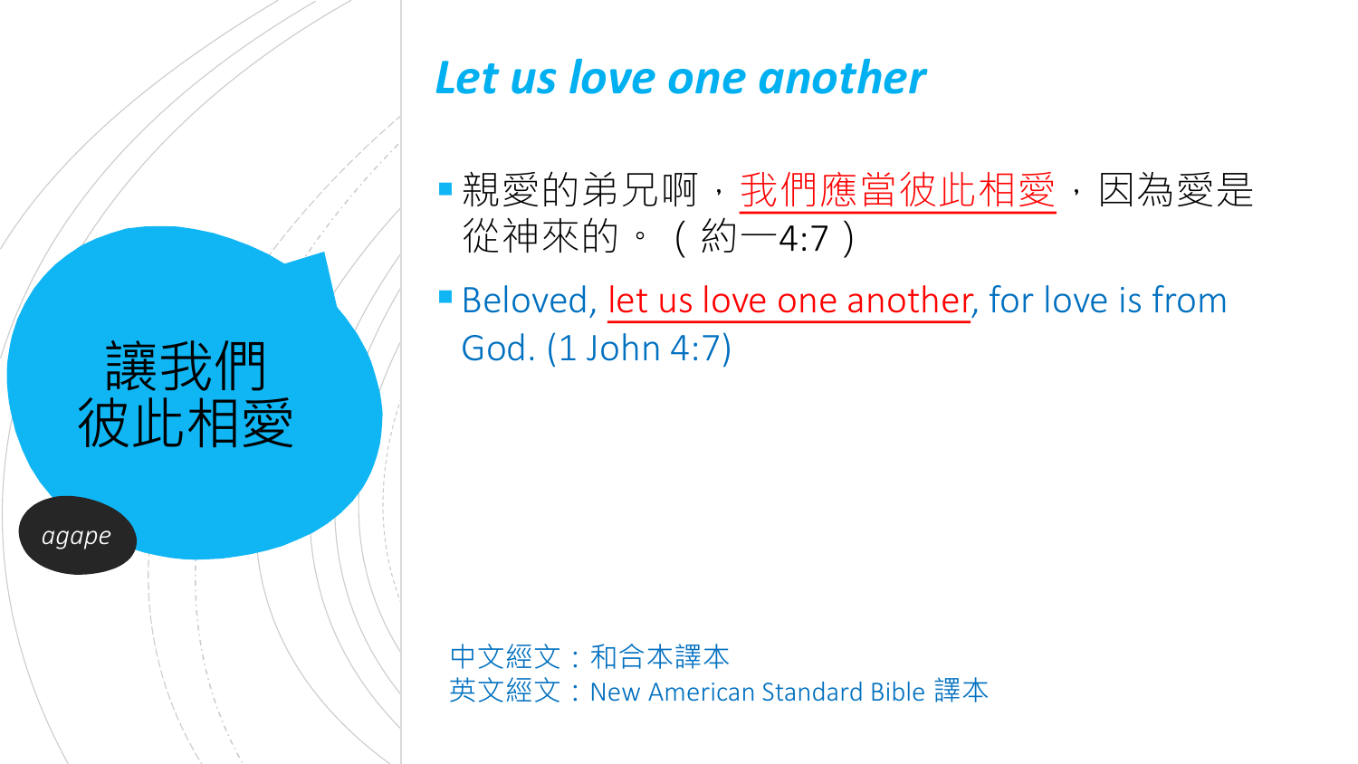讓我們
彼此相愛

*agape*

## *Let us love one another*

- 親愛的弟兄啊，我們應當彼此相愛，因為愛是從神來的。（約一4:7）
- Beloved, let us love one another, for love is from God. (1 John 4:7)

中文經文：和合本譯本
英文經文：New American Standard Bible 譯本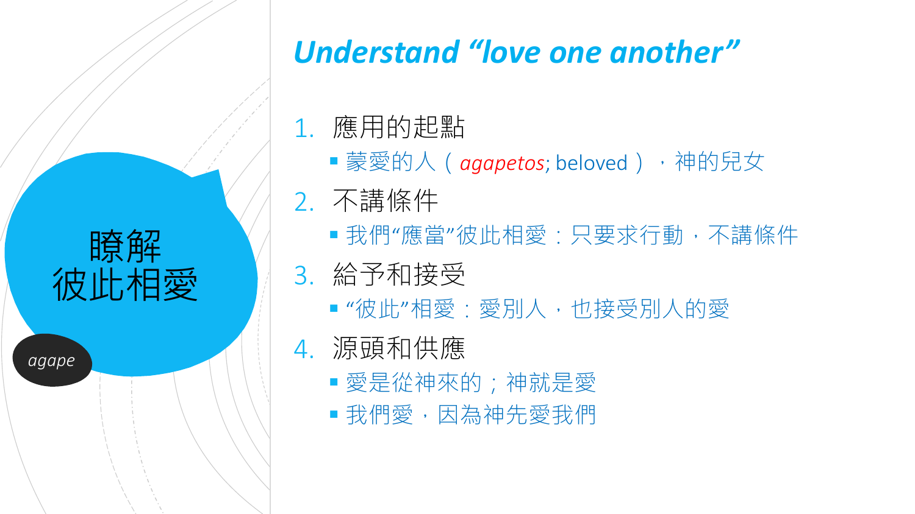瞭解
彼此相愛

*agape*

# *Understand "love one another"*

1. 應用的起點
   - 蒙愛的人（*agapetos*; beloved），神的兒女
2. 不講條件
   - 我們"應當"彼此相愛：只要求行動，不講條件
3. 給予和接受
   - "彼此"相愛：愛別人，也接受別人的愛
4. 源頭和供應
   - 愛是從神來的；神就是愛
   - 我們愛，因為神先愛我們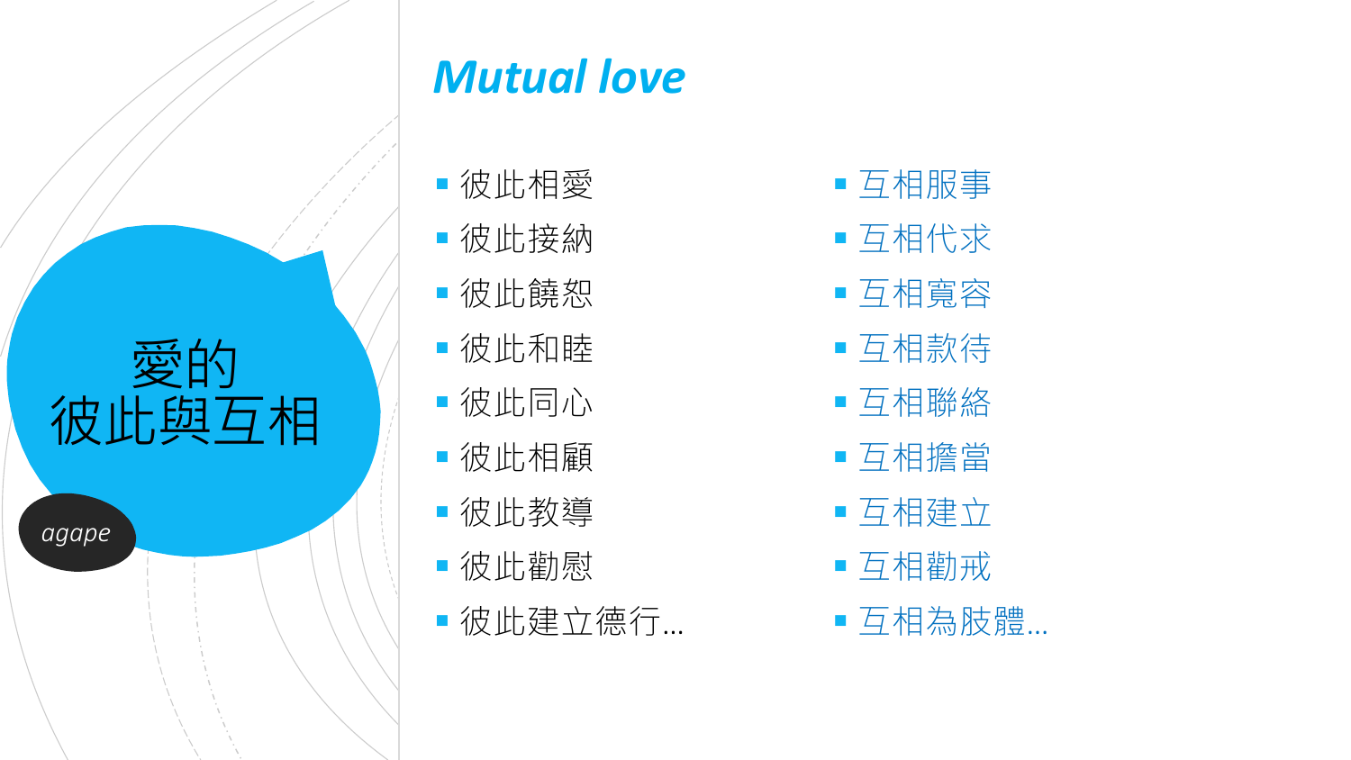# 愛的彼此與互相

*agape*

## *Mutual love*

- 彼此相愛
- 彼此接納
- 彼此饒恕
- 彼此和睦
- 彼此同心
- 彼此相顧
- 彼此教導
- 彼此勸慰
- 彼此建立德行…

- 互相服事
- 互相代求
- 互相寬容
- 互相款待
- 互相聯絡
- 互相擔當
- 互相建立
- 互相勸戒
- 互相為肢體…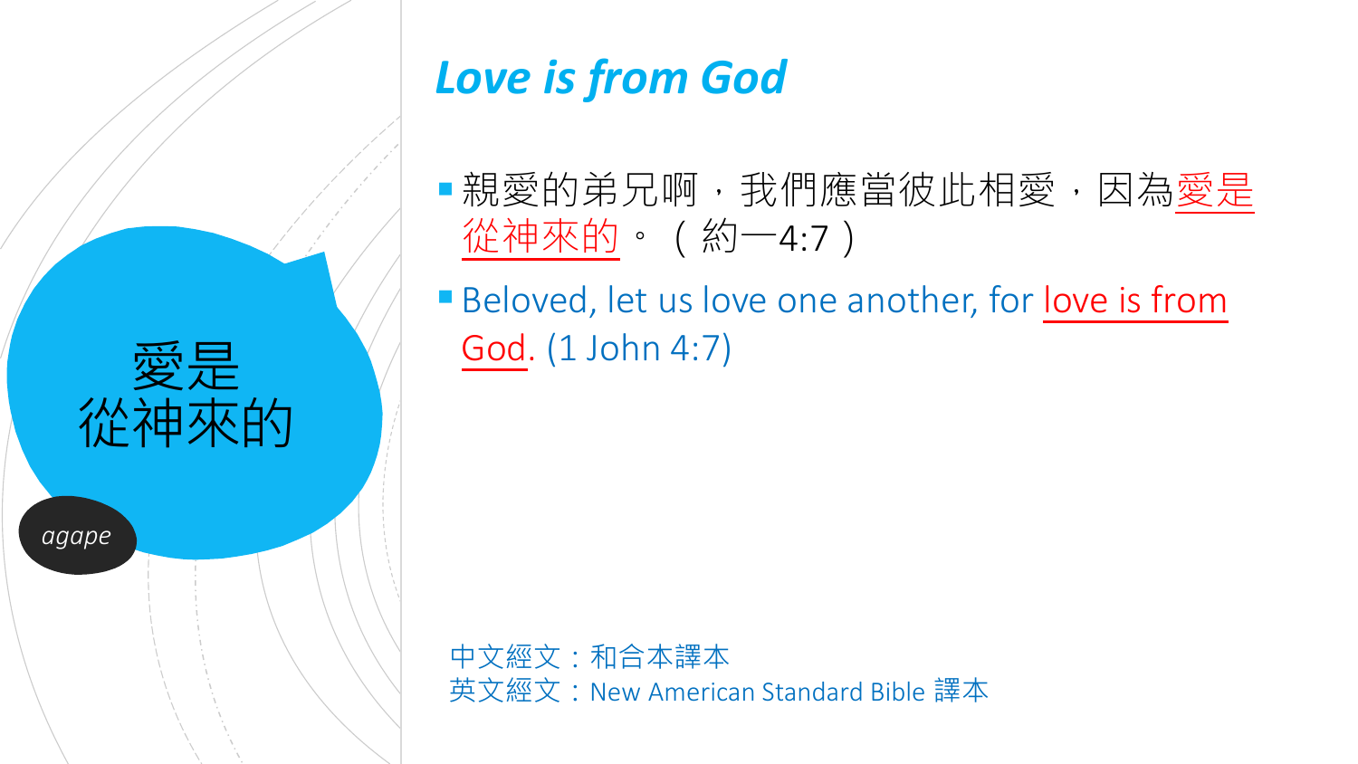愛是
從神來的

*agape*

# *Love is from God*

- 親愛的弟兄啊，我們應當彼此相愛，因為<u>愛是從神來的</u>。（約一4:7）
- Beloved, let us love one another, for <u>love is from God</u>. (1 John 4:7)

中文經文：和合本譯本
英文經文：New American Standard Bible 譯本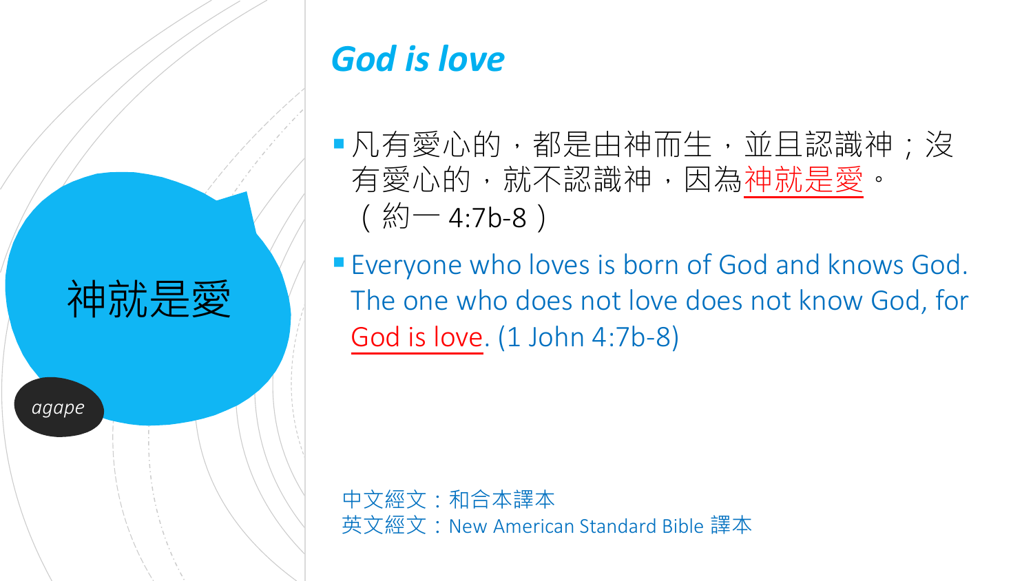# God is love

神就是愛

*agape*

- 凡有愛心的，都是由神而生，並且認識神；沒有愛心的，就不認識神，因為神就是愛。（約一 4:7b-8）
- Everyone who loves is born of God and knows God. The one who does not love does not know God, for God is love. (1 John 4:7b-8)

中文經文：和合本譯本
英文經文：New American Standard Bible 譯本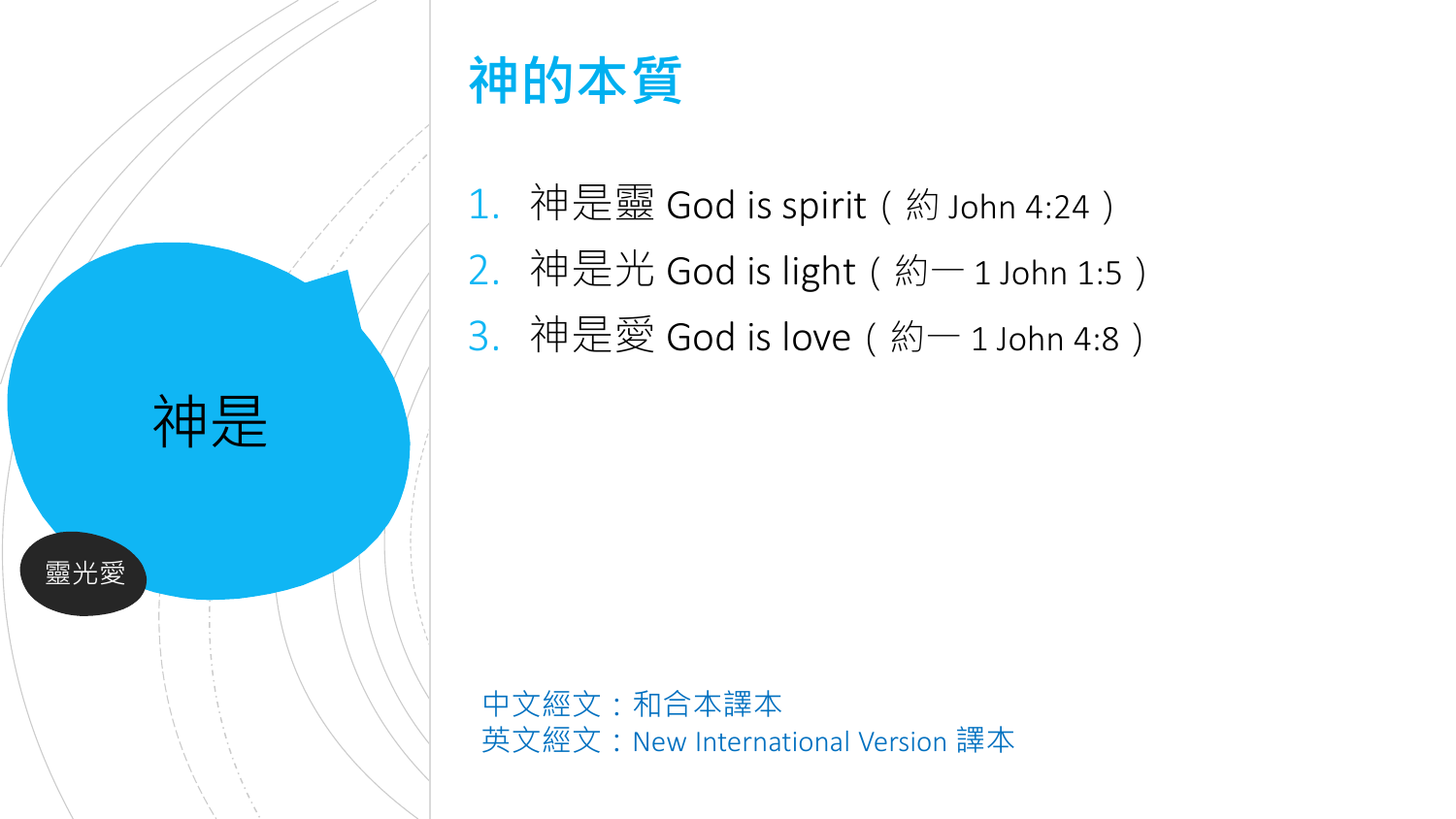神是

靈光愛

# 神的本質

1. 神是靈 God is spirit（約 John 4:24）
2. 神是光 God is light（約一 1 John 1:5）
3. 神是愛 God is love（約一 1 John 4:8）

中文經文：和合本譯本
英文經文：New International Version 譯本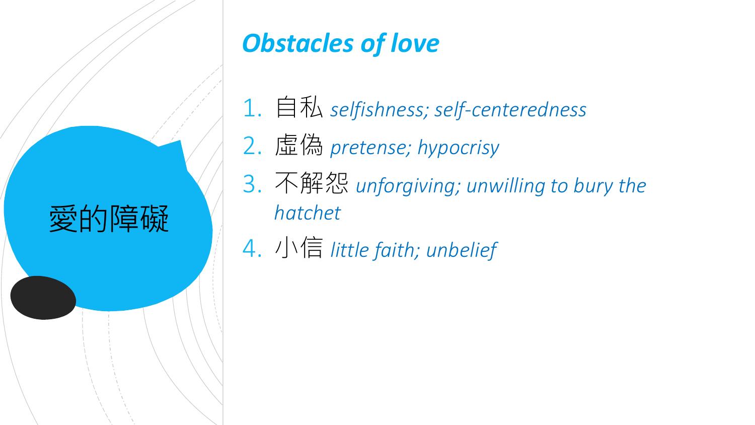# 愛的障礙

## *Obstacles of love*

1. 自私 *selfishness; self-centeredness*
2. 虛偽 *pretense; hypocrisy*
3. 不解怨 *unforgiving; unwilling to bury the hatchet*
4. 小信 *little faith; unbelief*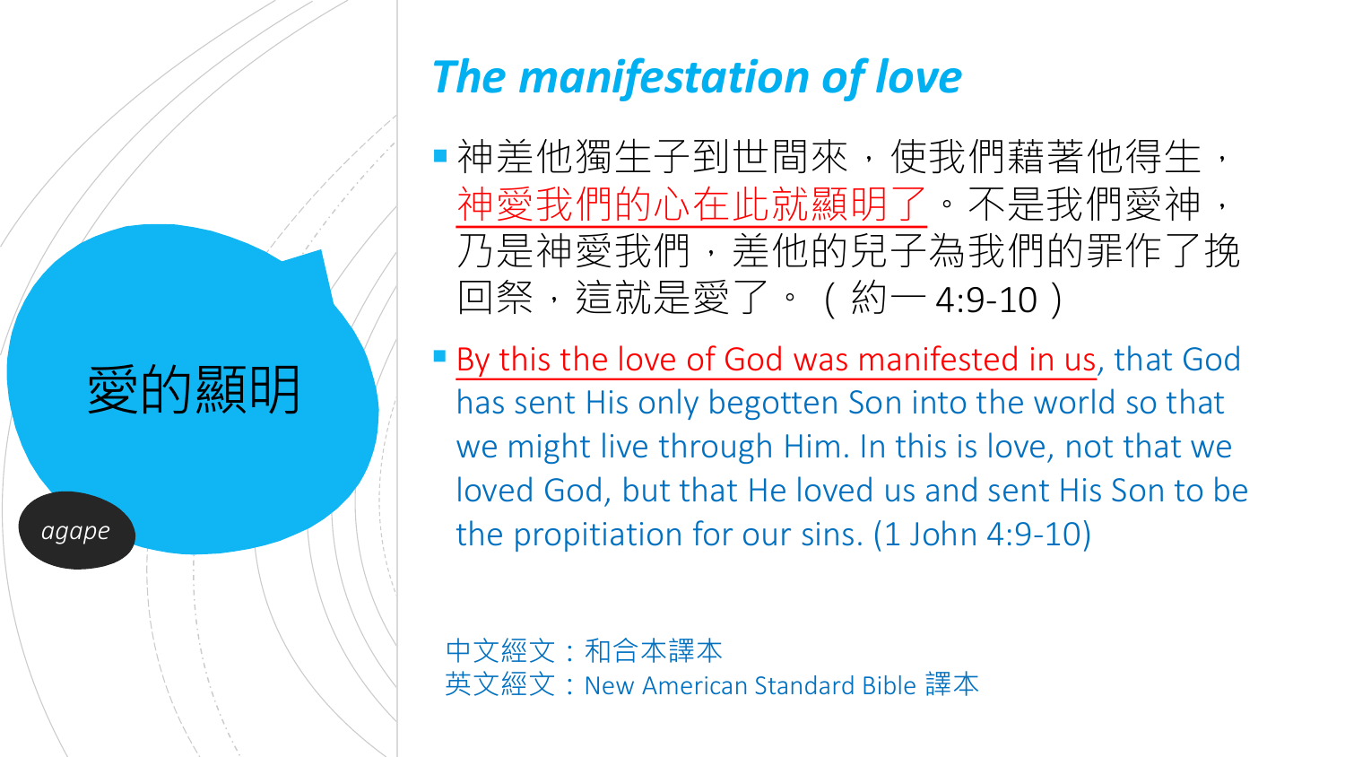# 愛的顯明

*agape*

## *The manifestation of love*

- 神差他獨生子到世間來，使我們藉著他得生，神愛我們的心在此就顯明了。不是我們愛神，乃是神愛我們，差他的兒子為我們的罪作了挽回祭，這就是愛了。（約一 4:9-10）
- By this the love of God was manifested in us, that God has sent His only begotten Son into the world so that we might live through Him. In this is love, not that we loved God, but that He loved us and sent His Son to be the propitiation for our sins. (1 John 4:9-10)

中文經文：和合本譯本
英文經文：New American Standard Bible 譯本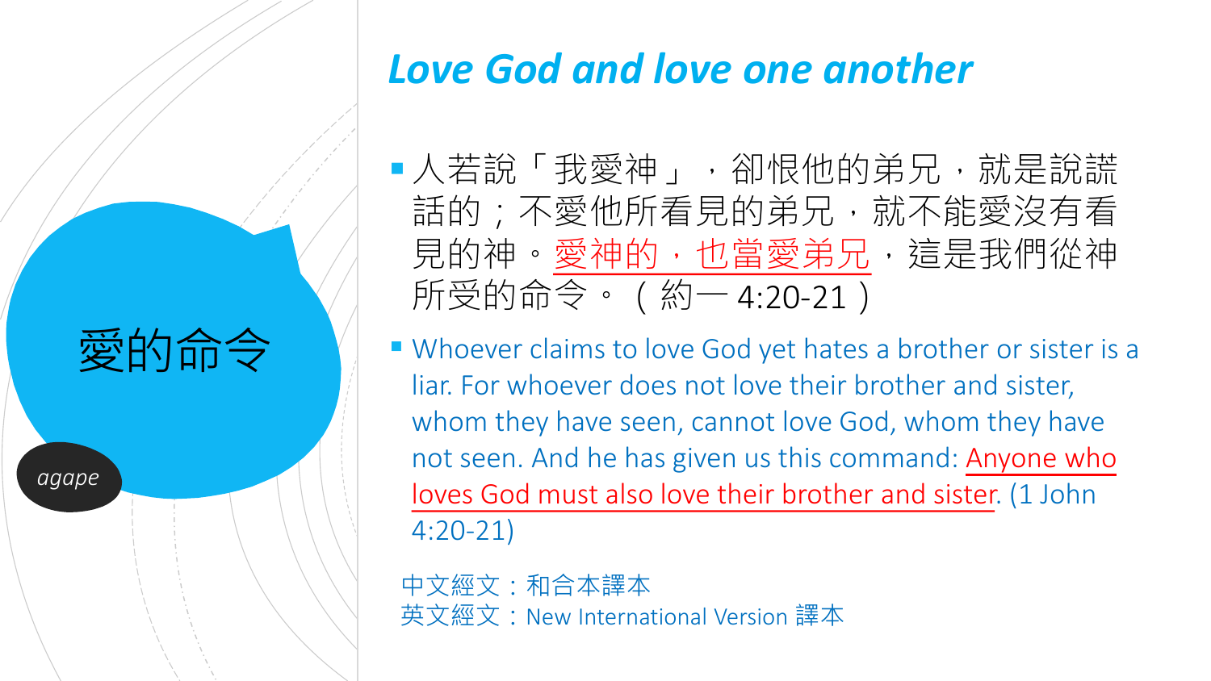# 愛的命令

*agape*

## *Love God and love one another*

- 人若說「我愛神」，卻恨他的弟兄，就是說謊話的；不愛他所看見的弟兄，就不能愛沒有看見的神。愛神的，也當愛弟兄，這是我們從神所受的命令。（約一 4:20-21）
- Whoever claims to love God yet hates a brother or sister is a liar. For whoever does not love their brother and sister, whom they have seen, cannot love God, whom they have not seen. And he has given us this command: Anyone who loves God must also love their brother and sister. (1 John 4:20-21)

中文經文：和合本譯本
英文經文：New International Version 譯本